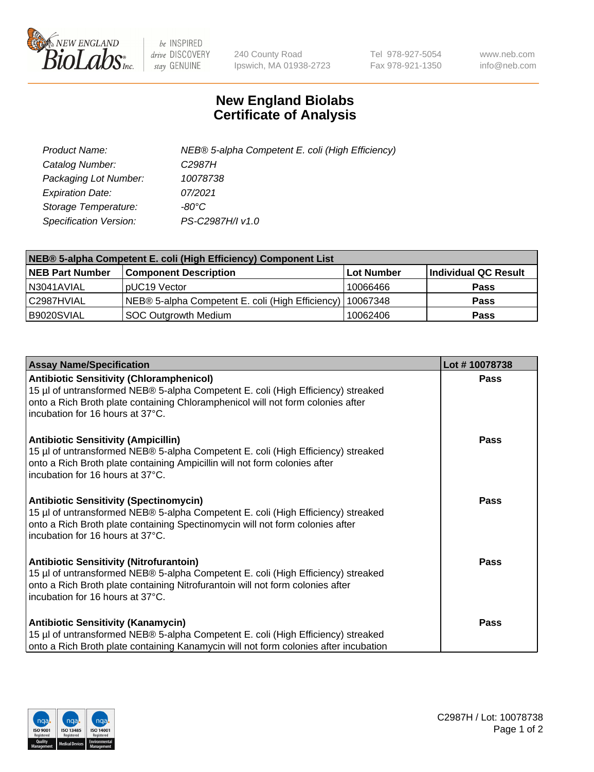# New England Biolabs Certificate of Analysis

| | |
|---|---|
| *Product Name:* | *NEB® 5-alpha Competent E. coli (High Efficiency)* |
| *Catalog Number:* | *C2987H* |
| *Packaging Lot Number:* | *10078738* |
| *Expiration Date:* | *07/2021* |
| *Storage Temperature:* | *-80°C* |
| *Specification Version:* | *PS-C2987H/I v1.0* |

| **NEB® 5-alpha Competent E. coli (High Efficiency) Component List** | | | |
|---|---|---|---|
| **NEB Part Number** | **Component Description** | **Lot Number** | **Individual QC Result** |
| N3041AVIAL | pUC19 Vector | 10066466 | **Pass** |
| C2987HVIAL | NEB® 5-alpha Competent E. coli (High Efficiency) | 10067348 | **Pass** |
| B9020SVIAL | SOC Outgrowth Medium | 10062406 | **Pass** |

| **Assay Name/Specification** | **Lot # 10078738** |
|---|---|
| **Antibiotic Sensitivity (Chloramphenicol)** 15 µl of untransformed NEB® 5-alpha Competent E. coli (High Efficiency) streaked onto a Rich Broth plate containing Chloramphenicol will not form colonies after incubation for 16 hours at 37°C. | **Pass** |
| **Antibiotic Sensitivity (Ampicillin)** 15 µl of untransformed NEB® 5-alpha Competent E. coli (High Efficiency) streaked onto a Rich Broth plate containing Ampicillin will not form colonies after incubation for 16 hours at 37°C. | **Pass** |
| **Antibiotic Sensitivity (Spectinomycin)** 15 µl of untransformed NEB® 5-alpha Competent E. coli (High Efficiency) streaked onto a Rich Broth plate containing Spectinomycin will not form colonies after incubation for 16 hours at 37°C. | **Pass** |
| **Antibiotic Sensitivity (Nitrofurantoin)** 15 µl of untransformed NEB® 5-alpha Competent E. coli (High Efficiency) streaked onto a Rich Broth plate containing Nitrofurantoin will not form colonies after incubation for 16 hours at 37°C. | **Pass** |
| **Antibiotic Sensitivity (Kanamycin)** 15 µl of untransformed NEB® 5-alpha Competent E. coli (High Efficiency) streaked onto a Rich Broth plate containing Kanamycin will not form colonies after incubation | **Pass** |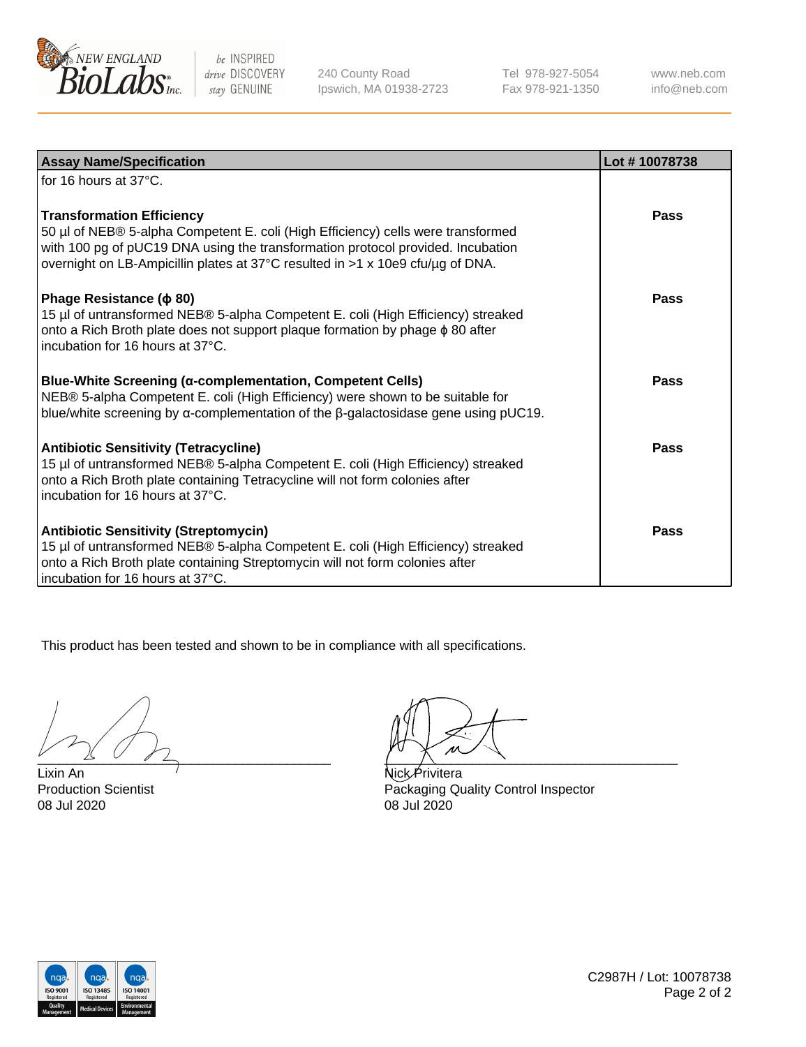| Assay Name/Specification | Lot # 10078738 |
|---|---|
| for 16 hours at 37°C. | |
| **Transformation Efficiency**<br>50 µl of NEB® 5-alpha Competent E. coli (High Efficiency) cells were transformed with 100 pg of pUC19 DNA using the transformation protocol provided. Incubation overnight on LB-Ampicillin plates at 37°C resulted in >1 x 10e9 cfu/µg of DNA. | **Pass** |
| **Phage Resistance (ϕ 80)**<br>15 µl of untransformed NEB® 5-alpha Competent E. coli (High Efficiency) streaked onto a Rich Broth plate does not support plaque formation by phage ϕ 80 after incubation for 16 hours at 37°C. | **Pass** |
| **Blue-White Screening (α-complementation, Competent Cells)**<br>NEB® 5-alpha Competent E. coli (High Efficiency) were shown to be suitable for blue/white screening by α-complementation of the β-galactosidase gene using pUC19. | **Pass** |
| **Antibiotic Sensitivity (Tetracycline)**<br>15 µl of untransformed NEB® 5-alpha Competent E. coli (High Efficiency) streaked onto a Rich Broth plate containing Tetracycline will not form colonies after incubation for 16 hours at 37°C. | **Pass** |
| **Antibiotic Sensitivity (Streptomycin)**<br>15 µl of untransformed NEB® 5-alpha Competent E. coli (High Efficiency) streaked onto a Rich Broth plate containing Streptomycin will not form colonies after incubation for 16 hours at 37°C. | **Pass** |

This product has been tested and shown to be in compliance with all specifications.

Lixin An
Production Scientist
08 Jul 2020

Nick Privitera
Packaging Quality Control Inspector
08 Jul 2020

C2987H / Lot: 10078738